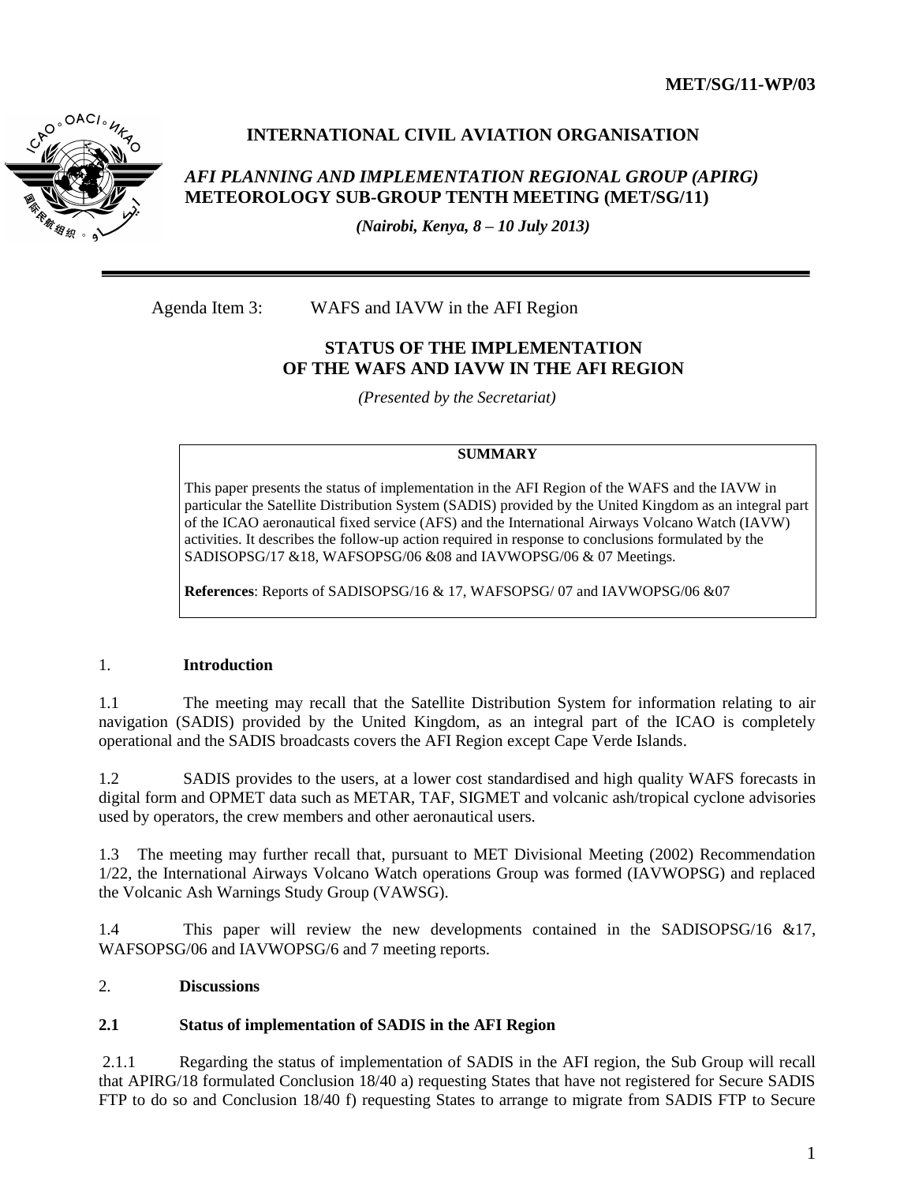MET/SG/11-WP/03

**INTERNATIONAL CIVIL AVIATION ORGANISATION**

***AFI PLANNING AND IMPLEMENTATION REGIONAL GROUP (APIRG)***
**METEOROLOGY SUB-GROUP TENTH MEETING (MET/SG/11)**

***(Nairobi, Kenya, 8 – 10 July 2013)***

---

Agenda Item 3: WAFS and IAVW in the AFI Region

# STATUS OF THE IMPLEMENTATION OF THE WAFS AND IAVW IN THE AFI REGION

*(Presented by the Secretariat)*

> **SUMMARY**
>
> This paper presents the status of implementation in the AFI Region of the WAFS and the IAVW in particular the Satellite Distribution System (SADIS) provided by the United Kingdom as an integral part of the ICAO aeronautical fixed service (AFS) and the International Airways Volcano Watch (IAVW) activities. It describes the follow-up action required in response to conclusions formulated by the SADISOPSG/17 &18, WAFSOPSG/06 &08 and IAVWOPSG/06 & 07 Meetings.
>
> **References**: Reports of SADISOPSG/16 & 17, WAFSOPSG/ 07 and IAVWOPSG/06 &07

## 1. Introduction

1.1 The meeting may recall that the Satellite Distribution System for information relating to air navigation (SADIS) provided by the United Kingdom, as an integral part of the ICAO is completely operational and the SADIS broadcasts covers the AFI Region except Cape Verde Islands.

1.2 SADIS provides to the users, at a lower cost standardised and high quality WAFS forecasts in digital form and OPMET data such as METAR, TAF, SIGMET and volcanic ash/tropical cyclone advisories used by operators, the crew members and other aeronautical users.

1.3 The meeting may further recall that, pursuant to MET Divisional Meeting (2002) Recommendation 1/22, the International Airways Volcano Watch operations Group was formed (IAVWOPSG) and replaced the Volcanic Ash Warnings Study Group (VAWSG).

1.4 This paper will review the new developments contained in the SADISOPSG/16 &17, WAFSOPSG/06 and IAVWOPSG/6 and 7 meeting reports.

## 2. Discussions

### 2.1 Status of implementation of SADIS in the AFI Region

2.1.1 Regarding the status of implementation of SADIS in the AFI region, the Sub Group will recall that APIRG/18 formulated Conclusion 18/40 a) requesting States that have not registered for Secure SADIS FTP to do so and Conclusion 18/40 f) requesting States to arrange to migrate from SADIS FTP to Secure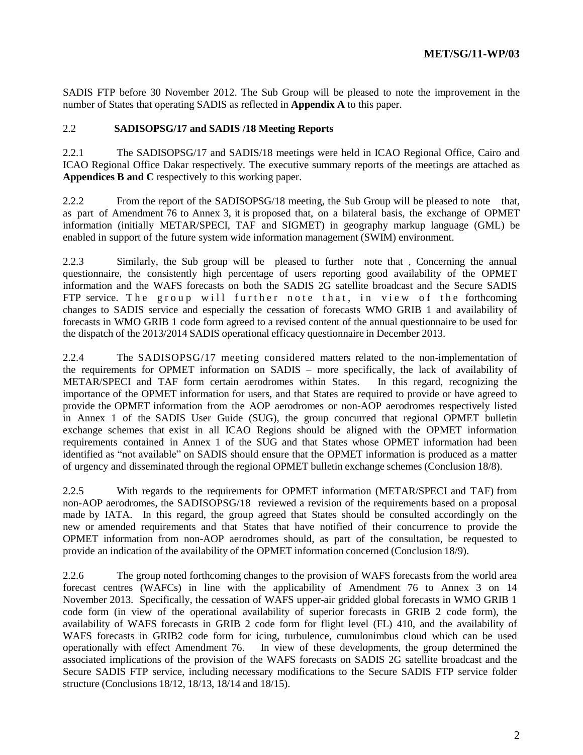SADIS FTP before 30 November 2012. The Sub Group will be pleased to note the improvement in the number of States that operating SADIS as reflected in **Appendix A** to this paper.

2.2 **SADISOPSG/17 and SADIS /18 Meeting Reports**

2.2.1 The SADISOPSG/17 and SADIS/18 meetings were held in ICAO Regional Office, Cairo and ICAO Regional Office Dakar respectively. The executive summary reports of the meetings are attached as **Appendices B and C** respectively to this working paper.

2.2.2 From the report of the SADISOPSG/18 meeting, the Sub Group will be pleased to note that, as part of Amendment 76 to Annex 3, it is proposed that, on a bilateral basis, the exchange of OPMET information (initially METAR/SPECI, TAF and SIGMET) in geography markup language (GML) be enabled in support of the future system wide information management (SWIM) environment.

2.2.3 Similarly, the Sub group will be pleased to further note that , Concerning the annual questionnaire, the consistently high percentage of users reporting good availability of the OPMET information and the WAFS forecasts on both the SADIS 2G satellite broadcast and the Secure SADIS FTP service. The group will further note that, in view of the forthcoming changes to SADIS service and especially the cessation of forecasts WMO GRIB 1 and availability of forecasts in WMO GRIB 1 code form agreed to a revised content of the annual questionnaire to be used for the dispatch of the 2013/2014 SADIS operational efficacy questionnaire in December 2013.

2.2.4 The SADISOPSG/17 meeting considered matters related to the non-implementation of the requirements for OPMET information on SADIS – more specifically, the lack of availability of METAR/SPECI and TAF form certain aerodromes within States. In this regard, recognizing the importance of the OPMET information for users, and that States are required to provide or have agreed to provide the OPMET information from the AOP aerodromes or non-AOP aerodromes respectively listed in Annex 1 of the SADIS User Guide (SUG), the group concurred that regional OPMET bulletin exchange schemes that exist in all ICAO Regions should be aligned with the OPMET information requirements contained in Annex 1 of the SUG and that States whose OPMET information had been identified as "not available" on SADIS should ensure that the OPMET information is produced as a matter of urgency and disseminated through the regional OPMET bulletin exchange schemes (Conclusion 18/8).

2.2.5 With regards to the requirements for OPMET information (METAR/SPECI and TAF) from non-AOP aerodromes, the SADISOPSG/18 reviewed a revision of the requirements based on a proposal made by IATA. In this regard, the group agreed that States should be consulted accordingly on the new or amended requirements and that States that have notified of their concurrence to provide the OPMET information from non-AOP aerodromes should, as part of the consultation, be requested to provide an indication of the availability of the OPMET information concerned (Conclusion 18/9).

2.2.6 The group noted forthcoming changes to the provision of WAFS forecasts from the world area forecast centres (WAFCs) in line with the applicability of Amendment 76 to Annex 3 on 14 November 2013. Specifically, the cessation of WAFS upper-air gridded global forecasts in WMO GRIB 1 code form (in view of the operational availability of superior forecasts in GRIB 2 code form), the availability of WAFS forecasts in GRIB 2 code form for flight level (FL) 410, and the availability of WAFS forecasts in GRIB2 code form for icing, turbulence, cumulonimbus cloud which can be used operationally with effect Amendment 76. In view of these developments, the group determined the associated implications of the provision of the WAFS forecasts on SADIS 2G satellite broadcast and the Secure SADIS FTP service, including necessary modifications to the Secure SADIS FTP service folder structure (Conclusions 18/12, 18/13, 18/14 and 18/15).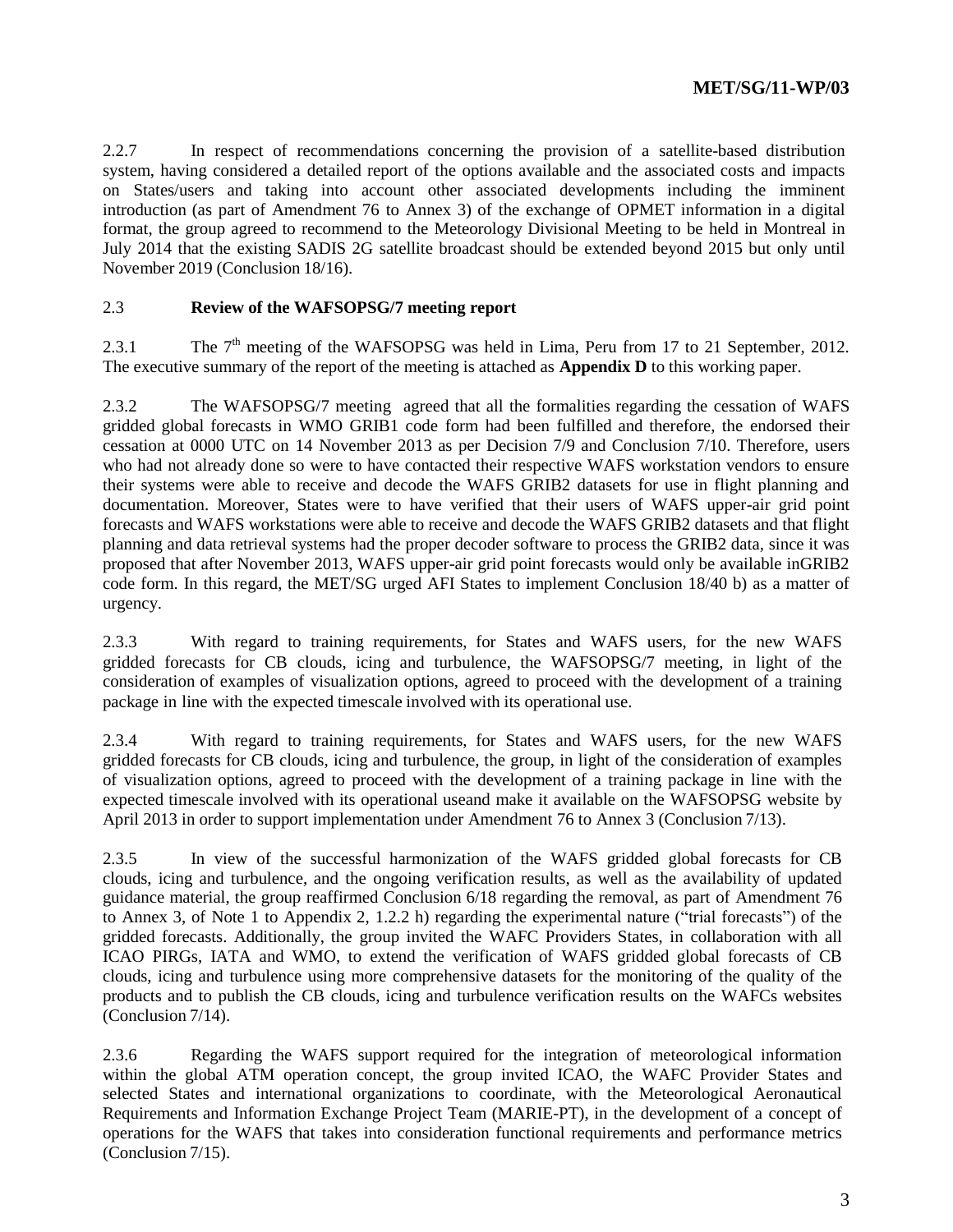2.2.7 In respect of recommendations concerning the provision of a satellite-based distribution system, having considered a detailed report of the options available and the associated costs and impacts on States/users and taking into account other associated developments including the imminent introduction (as part of Amendment 76 to Annex 3) of the exchange of OPMET information in a digital format, the group agreed to recommend to the Meteorology Divisional Meeting to be held in Montreal in July 2014 that the existing SADIS 2G satellite broadcast should be extended beyond 2015 but only until November 2019 (Conclusion 18/16).

### 2.3 **Review of the WAFSOPSG/7 meeting report**

2.3.1 The 7th meeting of the WAFSOPSG was held in Lima, Peru from 17 to 21 September, 2012. The executive summary of the report of the meeting is attached as **Appendix D** to this working paper.

2.3.2 The WAFSOPSG/7 meeting agreed that all the formalities regarding the cessation of WAFS gridded global forecasts in WMO GRIB1 code form had been fulfilled and therefore, the endorsed their cessation at 0000 UTC on 14 November 2013 as per Decision 7/9 and Conclusion 7/10. Therefore, users who had not already done so were to have contacted their respective WAFS workstation vendors to ensure their systems were able to receive and decode the WAFS GRIB2 datasets for use in flight planning and documentation. Moreover, States were to have verified that their users of WAFS upper-air grid point forecasts and WAFS workstations were able to receive and decode the WAFS GRIB2 datasets and that flight planning and data retrieval systems had the proper decoder software to process the GRIB2 data, since it was proposed that after November 2013, WAFS upper-air grid point forecasts would only be available inGRIB2 code form. In this regard, the MET/SG urged AFI States to implement Conclusion 18/40 b) as a matter of urgency.

2.3.3 With regard to training requirements, for States and WAFS users, for the new WAFS gridded forecasts for CB clouds, icing and turbulence, the WAFSOPSG/7 meeting, in light of the consideration of examples of visualization options, agreed to proceed with the development of a training package in line with the expected timescale involved with its operational use.

2.3.4 With regard to training requirements, for States and WAFS users, for the new WAFS gridded forecasts for CB clouds, icing and turbulence, the group, in light of the consideration of examples of visualization options, agreed to proceed with the development of a training package in line with the expected timescale involved with its operational useand make it available on the WAFSOPSG website by April 2013 in order to support implementation under Amendment 76 to Annex 3 (Conclusion 7/13).

2.3.5 In view of the successful harmonization of the WAFS gridded global forecasts for CB clouds, icing and turbulence, and the ongoing verification results, as well as the availability of updated guidance material, the group reaffirmed Conclusion 6/18 regarding the removal, as part of Amendment 76 to Annex 3, of Note 1 to Appendix 2, 1.2.2 h) regarding the experimental nature ("trial forecasts") of the gridded forecasts. Additionally, the group invited the WAFC Providers States, in collaboration with all ICAO PIRGs, IATA and WMO, to extend the verification of WAFS gridded global forecasts of CB clouds, icing and turbulence using more comprehensive datasets for the monitoring of the quality of the products and to publish the CB clouds, icing and turbulence verification results on the WAFCs websites (Conclusion 7/14).

2.3.6 Regarding the WAFS support required for the integration of meteorological information within the global ATM operation concept, the group invited ICAO, the WAFC Provider States and selected States and international organizations to coordinate, with the Meteorological Aeronautical Requirements and Information Exchange Project Team (MARIE-PT), in the development of a concept of operations for the WAFS that takes into consideration functional requirements and performance metrics (Conclusion 7/15).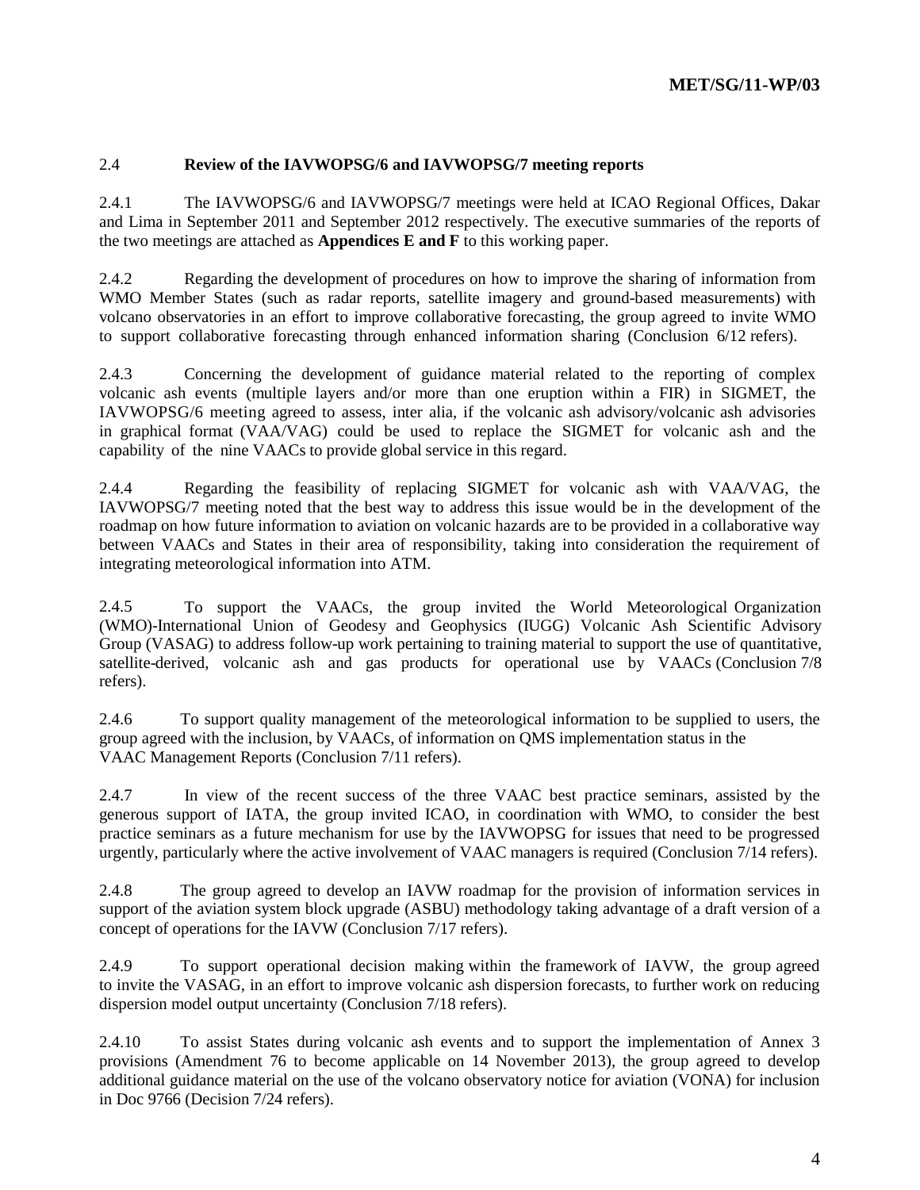## 2.4 Review of the IAVWOPSG/6 and IAVWOPSG/7 meeting reports

2.4.1 The IAVWOPSG/6 and IAVWOPSG/7 meetings were held at ICAO Regional Offices, Dakar and Lima in September 2011 and September 2012 respectively. The executive summaries of the reports of the two meetings are attached as **Appendices E and F** to this working paper.

2.4.2 Regarding the development of procedures on how to improve the sharing of information from WMO Member States (such as radar reports, satellite imagery and ground-based measurements) with volcano observatories in an effort to improve collaborative forecasting, the group agreed to invite WMO to support collaborative forecasting through enhanced information sharing (Conclusion 6/12 refers).

2.4.3 Concerning the development of guidance material related to the reporting of complex volcanic ash events (multiple layers and/or more than one eruption within a FIR) in SIGMET, the IAVWOPSG/6 meeting agreed to assess, inter alia, if the volcanic ash advisory/volcanic ash advisories in graphical format (VAA/VAG) could be used to replace the SIGMET for volcanic ash and the capability of the nine VAACs to provide global service in this regard.

2.4.4 Regarding the feasibility of replacing SIGMET for volcanic ash with VAA/VAG, the IAVWOPSG/7 meeting noted that the best way to address this issue would be in the development of the roadmap on how future information to aviation on volcanic hazards are to be provided in a collaborative way between VAACs and States in their area of responsibility, taking into consideration the requirement of integrating meteorological information into ATM.

2.4.5 To support the VAACs, the group invited the World Meteorological Organization (WMO)-International Union of Geodesy and Geophysics (IUGG) Volcanic Ash Scientific Advisory Group (VASAG) to address follow-up work pertaining to training material to support the use of quantitative, satellite-derived, volcanic ash and gas products for operational use by VAACs (Conclusion 7/8 refers).

2.4.6 To support quality management of the meteorological information to be supplied to users, the group agreed with the inclusion, by VAACs, of information on QMS implementation status in the VAAC Management Reports (Conclusion 7/11 refers).

2.4.7 In view of the recent success of the three VAAC best practice seminars, assisted by the generous support of IATA, the group invited ICAO, in coordination with WMO, to consider the best practice seminars as a future mechanism for use by the IAVWOPSG for issues that need to be progressed urgently, particularly where the active involvement of VAAC managers is required (Conclusion 7/14 refers).

2.4.8 The group agreed to develop an IAVW roadmap for the provision of information services in support of the aviation system block upgrade (ASBU) methodology taking advantage of a draft version of a concept of operations for the IAVW (Conclusion 7/17 refers).

2.4.9 To support operational decision making within the framework of IAVW, the group agreed to invite the VASAG, in an effort to improve volcanic ash dispersion forecasts, to further work on reducing dispersion model output uncertainty (Conclusion 7/18 refers).

2.4.10 To assist States during volcanic ash events and to support the implementation of Annex 3 provisions (Amendment 76 to become applicable on 14 November 2013), the group agreed to develop additional guidance material on the use of the volcano observatory notice for aviation (VONA) for inclusion in Doc 9766 (Decision 7/24 refers).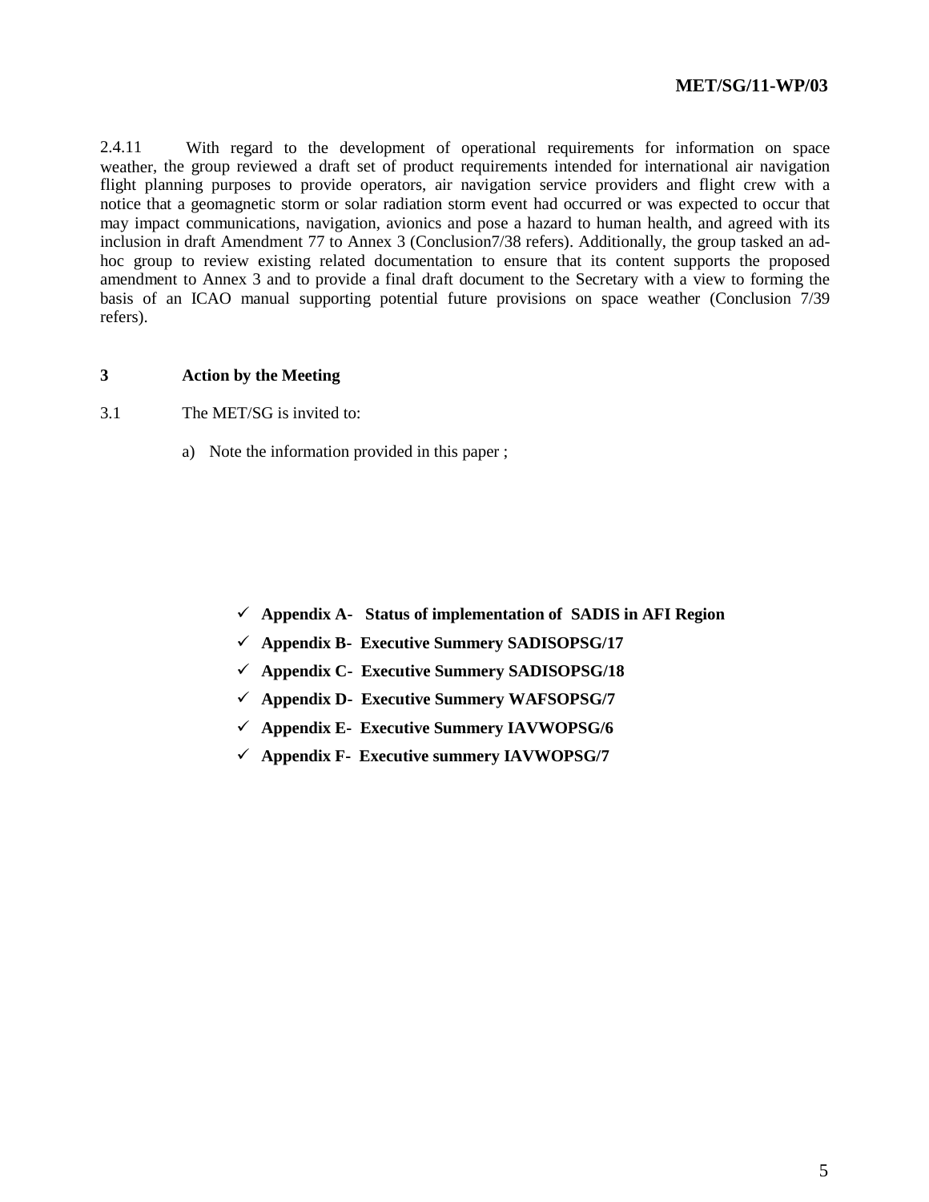2.4.11 With regard to the development of operational requirements for information on space weather, the group reviewed a draft set of product requirements intended for international air navigation flight planning purposes to provide operators, air navigation service providers and flight crew with a notice that a geomagnetic storm or solar radiation storm event had occurred or was expected to occur that may impact communications, navigation, avionics and pose a hazard to human health, and agreed with its inclusion in draft Amendment 77 to Annex 3 (Conclusion7/38 refers). Additionally, the group tasked an ad-hoc group to review existing related documentation to ensure that its content supports the proposed amendment to Annex 3 and to provide a final draft document to the Secretary with a view to forming the basis of an ICAO manual supporting potential future provisions on space weather (Conclusion 7/39 refers).

## 3 Action by the Meeting

3.1 The MET/SG is invited to:

a) Note the information provided in this paper ;

- ✓ **Appendix A- Status of implementation of SADIS in AFI Region**
- ✓ **Appendix B- Executive Summery SADISOPSG/17**
- ✓ **Appendix C- Executive Summery SADISOPSG/18**
- ✓ **Appendix D- Executive Summery WAFSOPSG/7**
- ✓ **Appendix E- Executive Summery IAVWOPSG/6**
- ✓ **Appendix F- Executive summery IAVWOPSG/7**